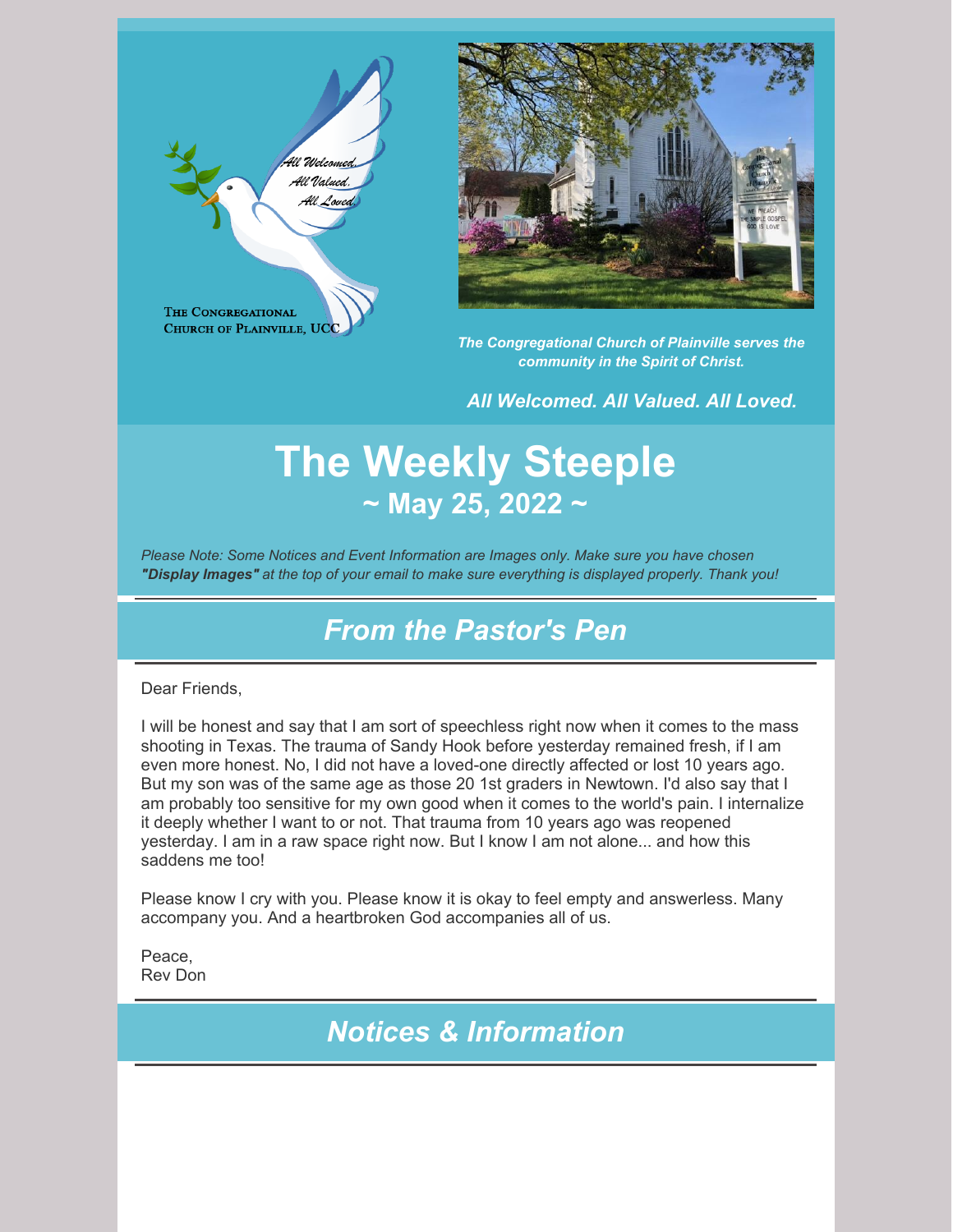The Congregational Church of Plainville, UCC

*The Congregational Church of Plainville serves the community in the Spirit of Christ.*

*All Welcomed. All Valued. All Loved.*

# The Weekly Steeple

## ~ May 25, 2022 ~

*Please Note: Some Notices and Event Information are Images only. Make sure you have chosen **"Display Images"** at the top of your email to make sure everything is displayed properly. Thank you!*

## *From the Pastor's Pen*

Dear Friends,

I will be honest and say that I am sort of speechless right now when it comes to the mass shooting in Texas. The trauma of Sandy Hook before yesterday remained fresh, if I am even more honest. No, I did not have a loved-one directly affected or lost 10 years ago. But my son was of the same age as those 20 1st graders in Newtown. I'd also say that I am probably too sensitive for my own good when it comes to the world's pain. I internalize it deeply whether I want to or not. That trauma from 10 years ago was reopened yesterday. I am in a raw space right now. But I know I am not alone... and how this saddens me too!

Please know I cry with you. Please know it is okay to feel empty and answerless. Many accompany you. And a heartbroken God accompanies all of us.

Peace,
Rev Don

## *Notices & Information*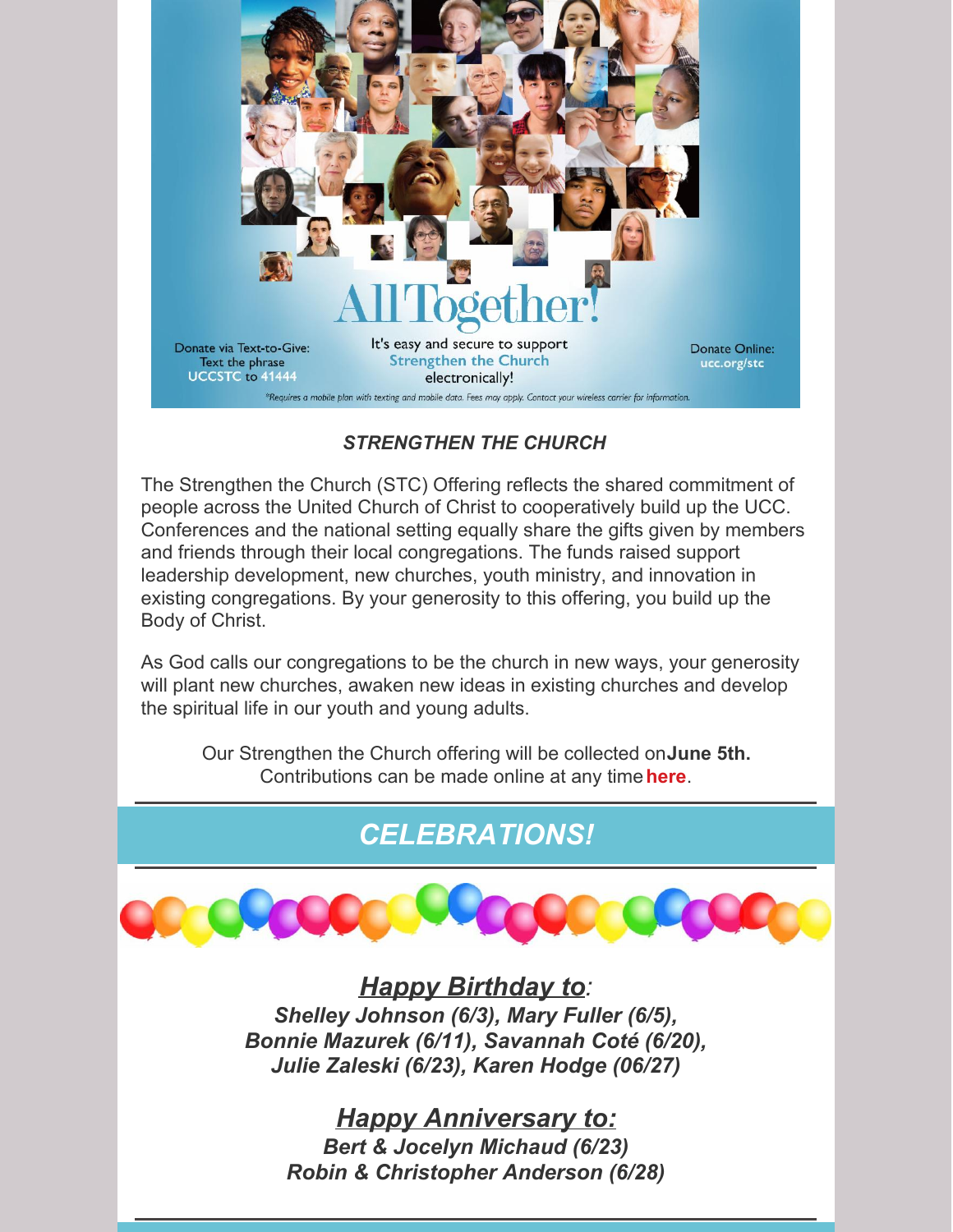All Together!

Donate via Text-to-Give: Text the phrase UCCSTC to 41444

It's easy and secure to support Strengthen the Church electronically!

Donate Online: ucc.org/stc

*Requires a mobile plan with texting and mobile data. Fees may apply. Contact your wireless carrier for information.

***STRENGTHEN THE CHURCH***

The Strengthen the Church (STC) Offering reflects the shared commitment of people across the United Church of Christ to cooperatively build up the UCC. Conferences and the national setting equally share the gifts given by members and friends through their local congregations. The funds raised support leadership development, new churches, youth ministry, and innovation in existing congregations. By your generosity to this offering, you build up the Body of Christ.

As God calls our congregations to be the church in new ways, your generosity will plant new churches, awaken new ideas in existing churches and develop the spiritual life in our youth and young adults.

Our Strengthen the Church offering will be collected on **June 5th.** Contributions can be made online at any time **here**.

---

## *CELEBRATIONS!*

---

***Happy Birthday to:***
***Shelley Johnson (6/3), Mary Fuller (6/5), Bonnie Mazurek (6/11), Savannah Coté (6/20), Julie Zaleski (6/23), Karen Hodge (06/27)***

***Happy Anniversary to:***
***Bert & Jocelyn Michaud (6/23)***
***Robin & Christopher Anderson (6/28)***

---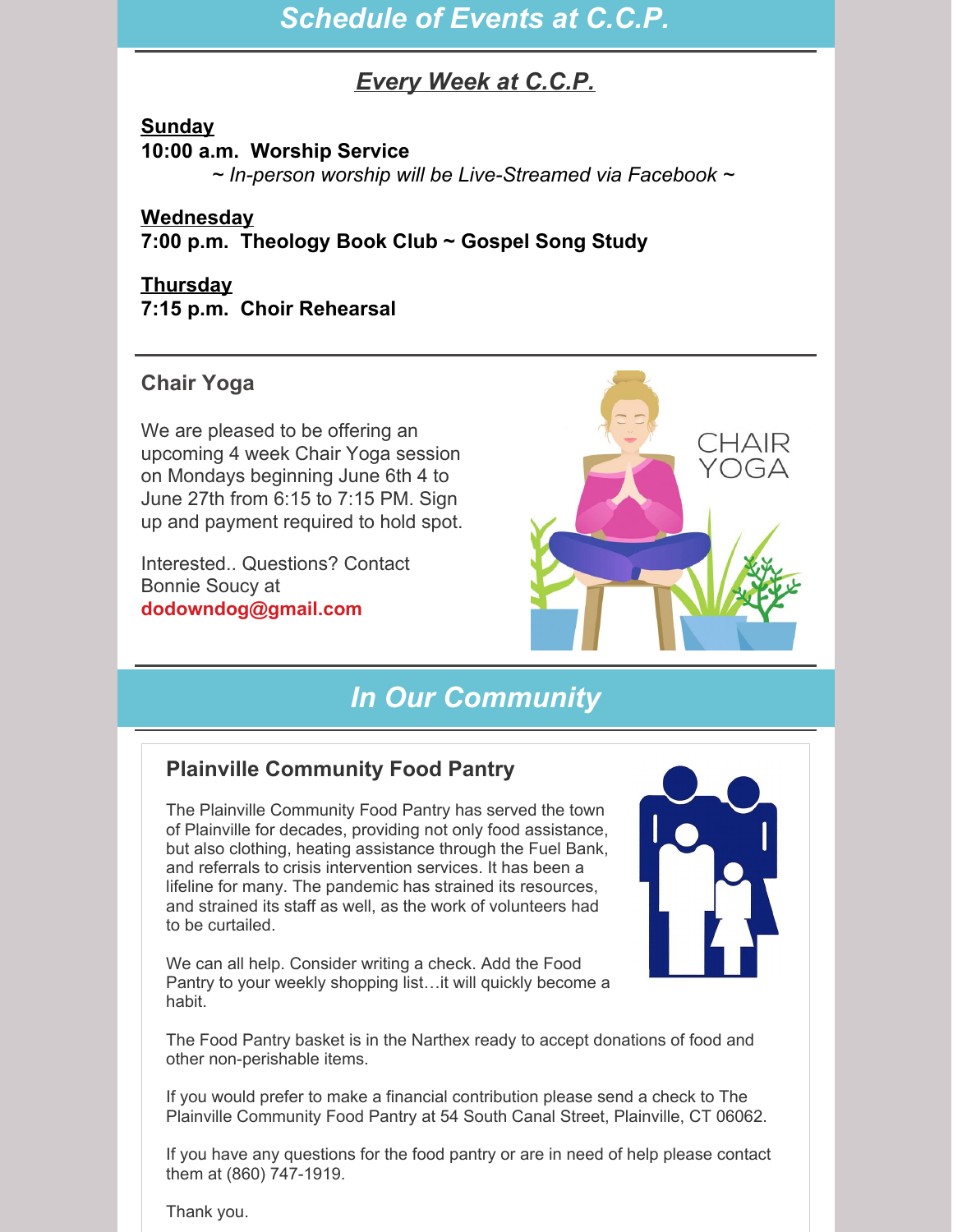## *Schedule of Events at C.C.P.*

---

### ***Every Week at C.C.P.***

**Sunday**
**10:00 a.m. Worship Service**
*~ In-person worship will be Live-Streamed via Facebook ~*

**Wednesday**
**7:00 p.m. Theology Book Club ~ Gospel Song Study**

**Thursday**
**7:15 p.m. Choir Rehearsal**

---

### Chair Yoga

We are pleased to be offering an upcoming 4 week Chair Yoga session on Mondays beginning June 6th 4 to June 27th from 6:15 to 7:15 PM. Sign up and payment required to hold spot.

Interested.. Questions? Contact Bonnie Soucy at **dodowndog@gmail.com**

---

## *In Our Community*

---

### Plainville Community Food Pantry

The Plainville Community Food Pantry has served the town of Plainville for decades, providing not only food assistance, but also clothing, heating assistance through the Fuel Bank, and referrals to crisis intervention services. It has been a lifeline for many. The pandemic has strained its resources, and strained its staff as well, as the work of volunteers had to be curtailed.

We can all help. Consider writing a check. Add the Food Pantry to your weekly shopping list…it will quickly become a habit.

The Food Pantry basket is in the Narthex ready to accept donations of food and other non-perishable items.

If you would prefer to make a financial contribution please send a check to The Plainville Community Food Pantry at 54 South Canal Street, Plainville, CT 06062.

If you have any questions for the food pantry or are in need of help please contact them at (860) 747-1919.

Thank you.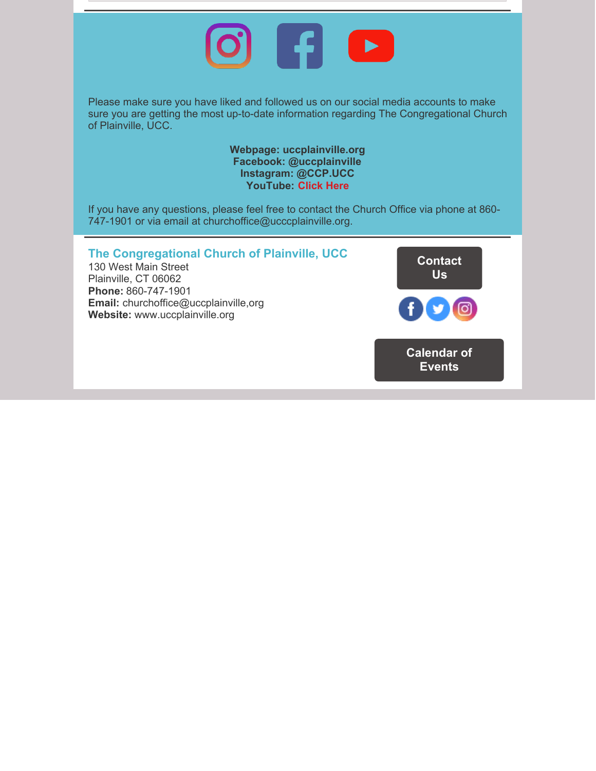Please make sure you have liked and followed us on our social media accounts to make sure you are getting the most up-to-date information regarding The Congregational Church of Plainville, UCC.

**Webpage: uccplainville.org**
**Facebook: @uccplainville**
**Instagram: @CCP.UCC**
**YouTube: Click Here**

If you have any questions, please feel free to contact the Church Office via phone at 860-747-1901 or via email at churchoffice@ucccplainville.org.

---

**The Congregational Church of Plainville, UCC**
130 West Main Street
Plainville, CT 06062
**Phone:** 860-747-1901
**Email:** churchoffice@uccplainville,org
**Website:** www.uccplainville.org

**Contact Us**

**Calendar of Events**